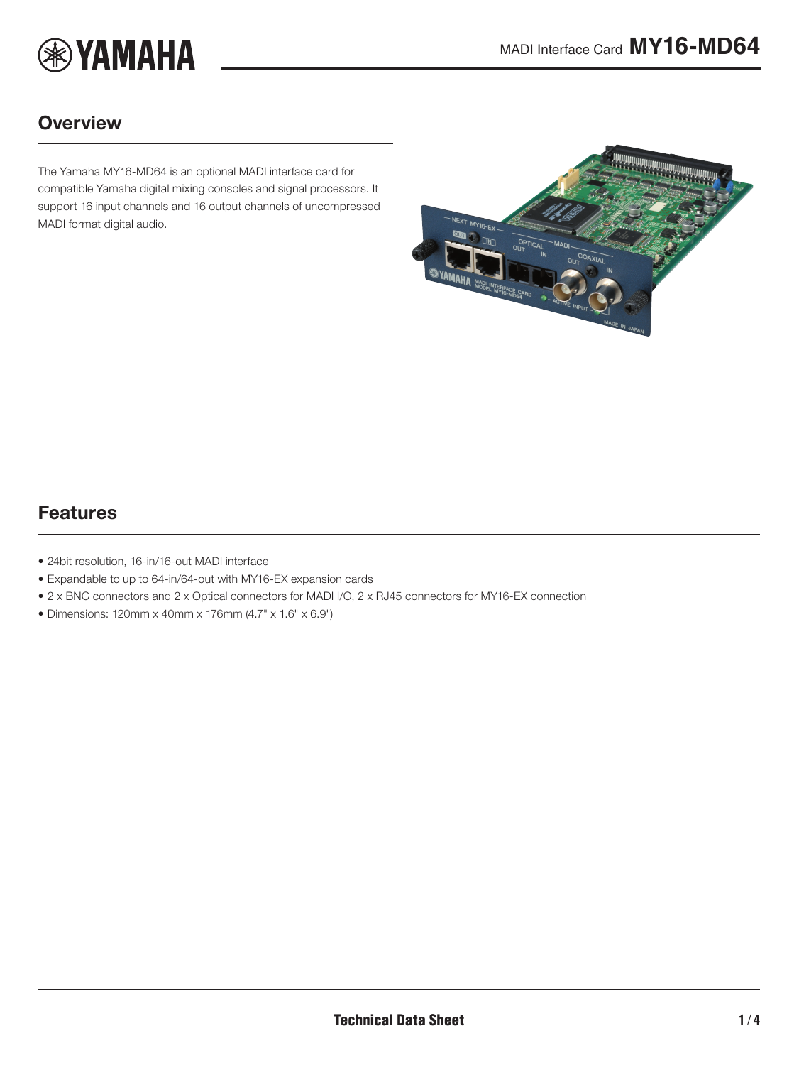# MADI Interface Card **MY16-MD64**

## Overview

The Yamaha MY16-MD64 is an optional MADI interface card for compatible Yamaha digital mixing consoles and signal processors. It support 16 input channels and 16 output channels of uncompressed MADI format digital audio.

## Features

- 24bit resolution, 16-in/16-out MADI interface
- Expandable to up to 64-in/64-out with MY16-EX expansion cards
- 2 x BNC connectors and 2 x Optical connectors for MADI I/O, 2 x RJ45 connectors for MY16-EX connection
- Dimensions: 120mm x 40mm x 176mm (4.7" x 1.6" x 6.9")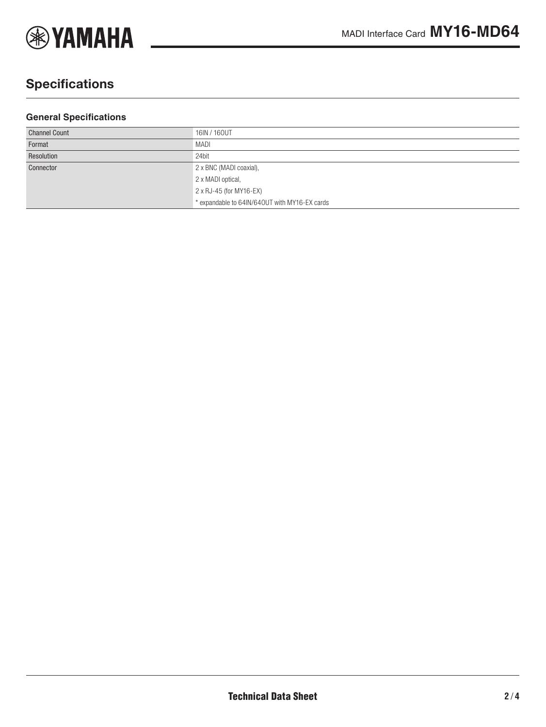## Specifications

### General Specifications

| | |
|---|---|
| Channel Count | 16IN / 16OUT |
| Format | MADI |
| Resolution | 24bit |
| Connector | 2 x BNC (MADI coaxial),<br>2 x MADI optical,<br>2 x RJ-45 (for MY16-EX)<br>* expandable to 64IN/64OUT with MY16-EX cards |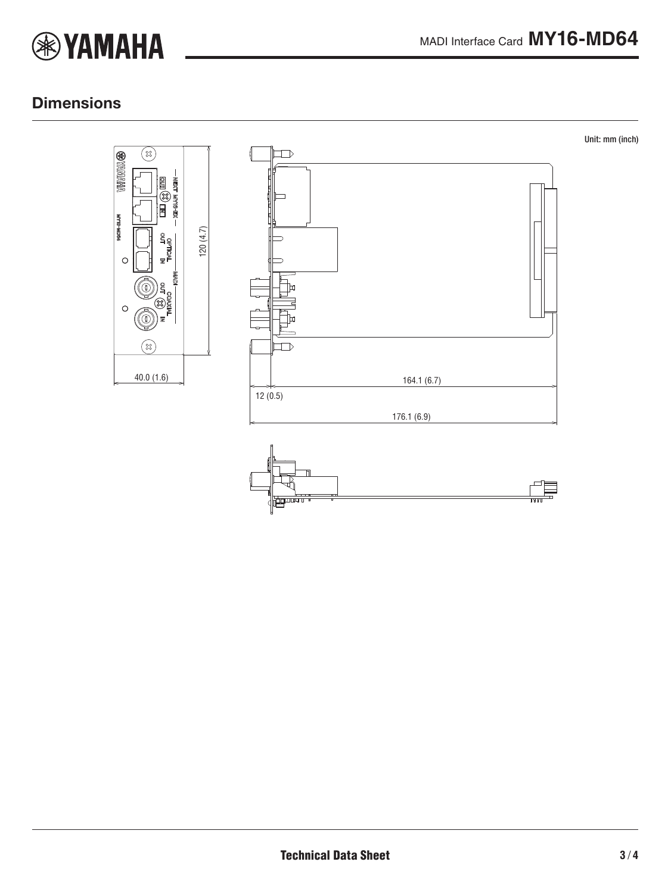## Dimensions

Unit: mm (inch)

120 (4.7)

40.0 (1.6)

164.1 (6.7)

12 (0.5)

176.1 (6.9)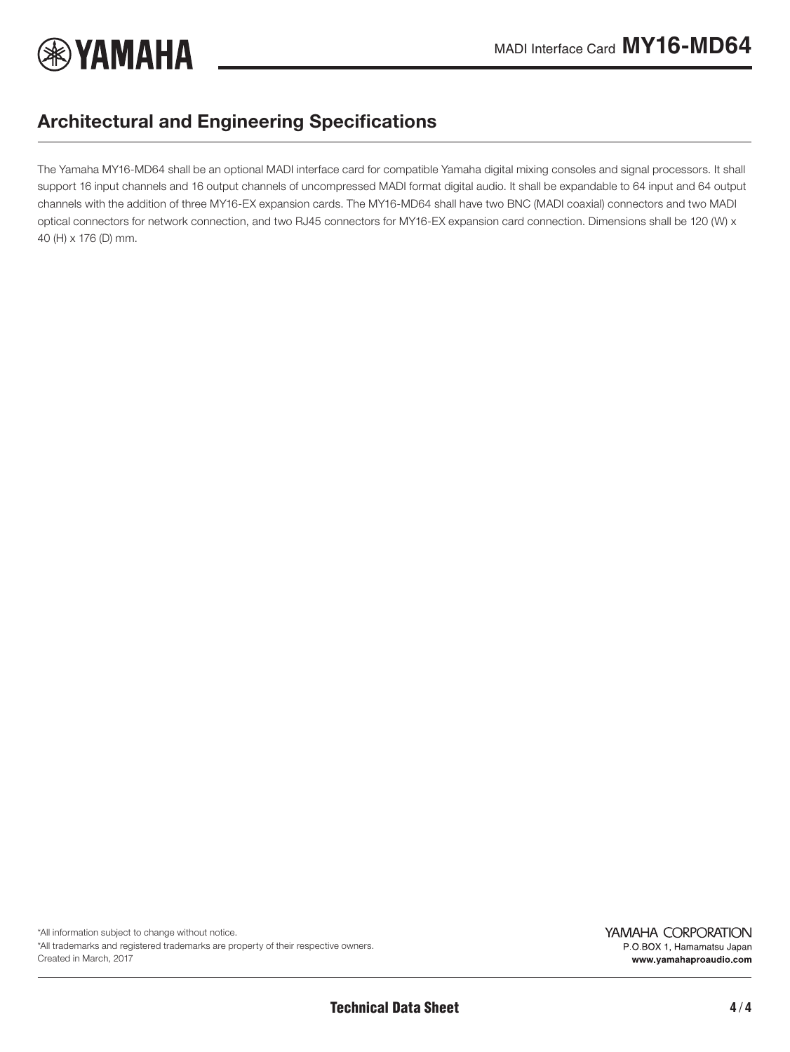## Architectural and Engineering Specifications

The Yamaha MY16-MD64 shall be an optional MADI interface card for compatible Yamaha digital mixing consoles and signal processors. It shall support 16 input channels and 16 output channels of uncompressed MADI format digital audio. It shall be expandable to 64 input and 64 output channels with the addition of three MY16-EX expansion cards. The MY16-MD64 shall have two BNC (MADI coaxial) connectors and two MADI optical connectors for network connection, and two RJ45 connectors for MY16-EX expansion card connection. Dimensions shall be 120 (W) x 40 (H) x 176 (D) mm.

*All information subject to change without notice.
*All trademarks and registered trademarks are property of their respective owners.
Created in March, 2017

YAMAHA CORPORATION
P.O.BOX 1, Hamamatsu Japan
**www.yamahaproaudio.com**